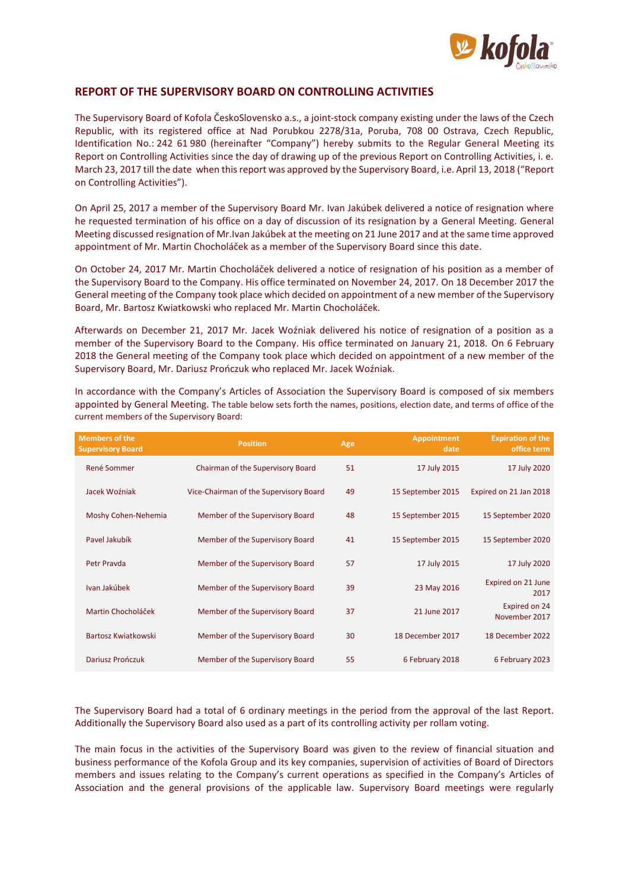## REPORT OF THE SUPERVISORY BOARD ON CONTROLLING ACTIVITIES

The Supervisory Board of Kofola ČeskoSlovensko a.s., a joint-stock company existing under the laws of the Czech Republic, with its registered office at Nad Porubkou 2278/31a, Poruba, 708 00 Ostrava, Czech Republic, Identification No.: 242 61 980 (hereinafter "Company") hereby submits to the Regular General Meeting its Report on Controlling Activities since the day of drawing up of the previous Report on Controlling Activities, i. e. March 23, 2017 till the date when this report was approved by the Supervisory Board, i.e. April 13, 2018 ("Report on Controlling Activities").

On April 25, 2017 a member of the Supervisory Board Mr. Ivan Jakúbek delivered a notice of resignation where he requested termination of his office on a day of discussion of its resignation by a General Meeting. General Meeting discussed resignation of Mr.Ivan Jakúbek at the meeting on 21 June 2017 and at the same time approved appointment of Mr. Martin Chocholáček as a member of the Supervisory Board since this date.

On October 24, 2017 Mr. Martin Chocholáček delivered a notice of resignation of his position as a member of the Supervisory Board to the Company. His office terminated on November 24, 2017. On 18 December 2017 the General meeting of the Company took place which decided on appointment of a new member of the Supervisory Board, Mr. Bartosz Kwiatkowski who replaced Mr. Martin Chocholáček.

Afterwards on December 21, 2017 Mr. Jacek Woźniak delivered his notice of resignation of a position as a member of the Supervisory Board to the Company. His office terminated on January 21, 2018. On 6 February 2018 the General meeting of the Company took place which decided on appointment of a new member of the Supervisory Board, Mr. Dariusz Prończuk who replaced Mr. Jacek Woźniak.

In accordance with the Company's Articles of Association the Supervisory Board is composed of six members appointed by General Meeting. The table below sets forth the names, positions, election date, and terms of office of the current members of the Supervisory Board:

| Members of the Supervisory Board | Position | Age | Appointment date | Expiration of the office term |
|---|---|---|---|---|
| René Sommer | Chairman of the Supervisory Board | 51 | 17 July 2015 | 17 July 2020 |
| Jacek Woźniak | Vice-Chairman of the Supervisory Board | 49 | 15 September 2015 | Expired on 21 Jan 2018 |
| Moshy Cohen-Nehemia | Member of the Supervisory Board | 48 | 15 September 2015 | 15 September 2020 |
| Pavel Jakubík | Member of the Supervisory Board | 41 | 15 September 2015 | 15 September 2020 |
| Petr Pravda | Member of the Supervisory Board | 57 | 17 July 2015 | 17 July 2020 |
| Ivan Jakúbek | Member of the Supervisory Board | 39 | 23 May 2016 | Expired on 21 June 2017 |
| Martin Chocholáček | Member of the Supervisory Board | 37 | 21 June 2017 | Expired on 24 November 2017 |
| Bartosz Kwiatkowski | Member of the Supervisory Board | 30 | 18 December 2017 | 18 December 2022 |
| Dariusz Prończuk | Member of the Supervisory Board | 55 | 6 February 2018 | 6 February 2023 |

The Supervisory Board had a total of 6 ordinary meetings in the period from the approval of the last Report. Additionally the Supervisory Board also used as a part of its controlling activity per rollam voting.

The main focus in the activities of the Supervisory Board was given to the review of financial situation and business performance of the Kofola Group and its key companies, supervision of activities of Board of Directors members and issues relating to the Company's current operations as specified in the Company's Articles of Association and the general provisions of the applicable law. Supervisory Board meetings were regularly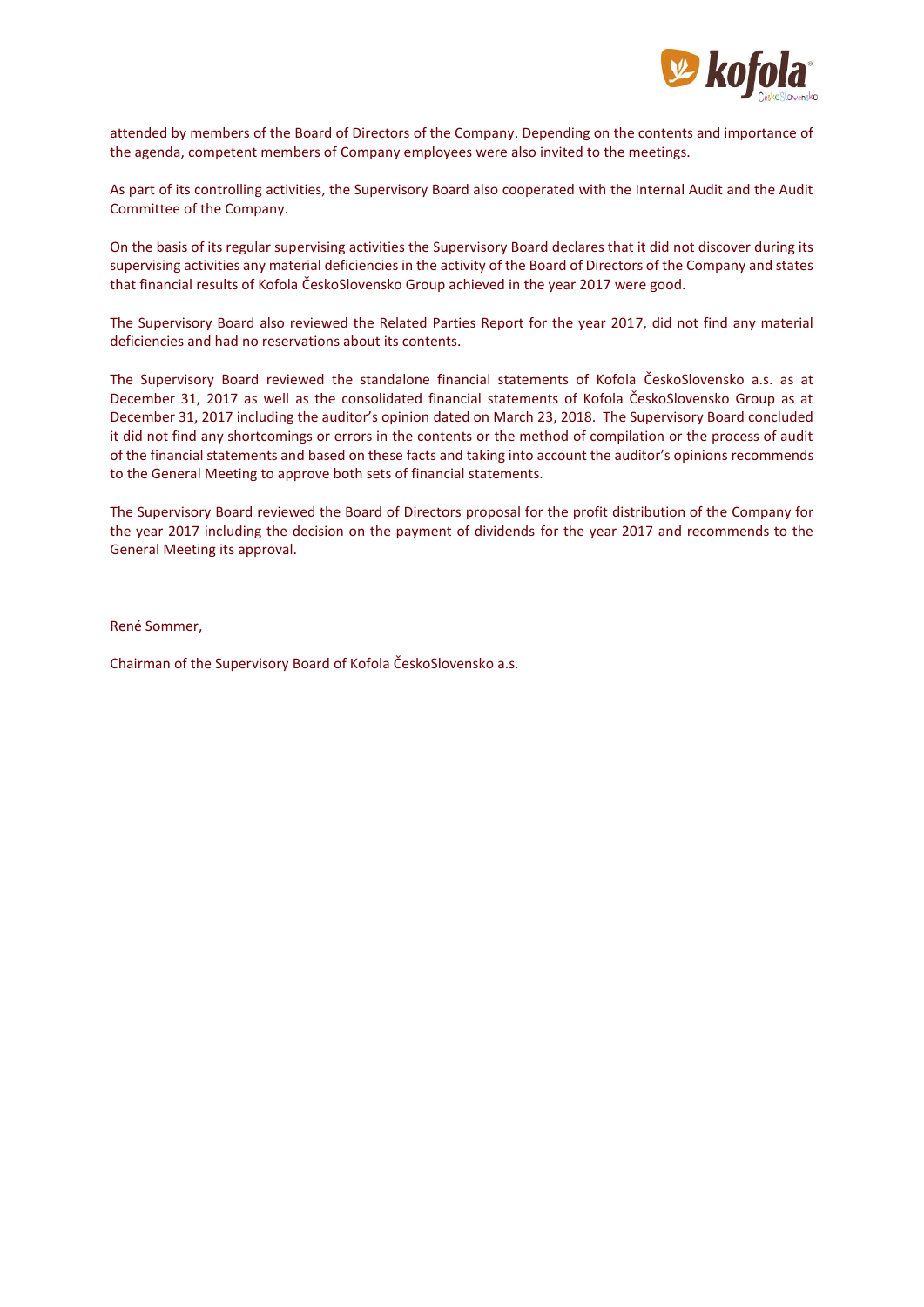attended by members of the Board of Directors of the Company. Depending on the contents and importance of the agenda, competent members of Company employees were also invited to the meetings.

As part of its controlling activities, the Supervisory Board also cooperated with the Internal Audit and the Audit Committee of the Company.

On the basis of its regular supervising activities the Supervisory Board declares that it did not discover during its supervising activities any material deficiencies in the activity of the Board of Directors of the Company and states that financial results of Kofola ČeskoSlovensko Group achieved in the year 2017 were good.

The Supervisory Board also reviewed the Related Parties Report for the year 2017, did not find any material deficiencies and had no reservations about its contents.

The Supervisory Board reviewed the standalone financial statements of Kofola ČeskoSlovensko a.s. as at December 31, 2017 as well as the consolidated financial statements of Kofola ČeskoSlovensko Group as at December 31, 2017 including the auditor's opinion dated on March 23, 2018. The Supervisory Board concluded it did not find any shortcomings or errors in the contents or the method of compilation or the process of audit of the financial statements and based on these facts and taking into account the auditor's opinions recommends to the General Meeting to approve both sets of financial statements.

The Supervisory Board reviewed the Board of Directors proposal for the profit distribution of the Company for the year 2017 including the decision on the payment of dividends for the year 2017 and recommends to the General Meeting its approval.

René Sommer,

Chairman of the Supervisory Board of Kofola ČeskoSlovensko a.s.